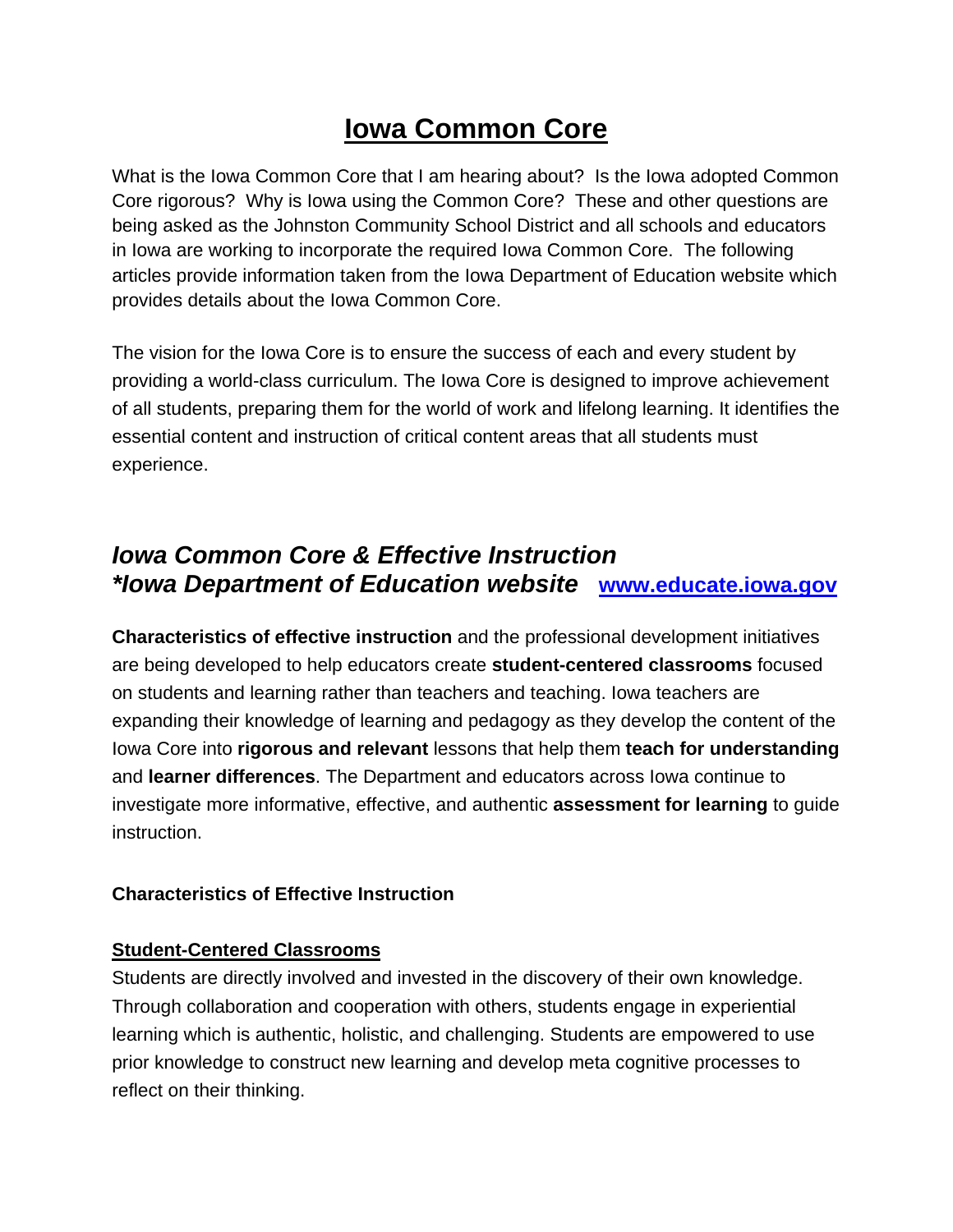# Iowa Common Core

What is the Iowa Common Core that I am hearing about? Is the Iowa adopted Common Core rigorous? Why is Iowa using the Common Core? These and other questions are being asked as the Johnston Community School District and all schools and educators in Iowa are working to incorporate the required Iowa Common Core. The following articles provide information taken from the Iowa Department of Education website which provides details about the Iowa Common Core.

The vision for the Iowa Core is to ensure the success of each and every student by providing a world-class curriculum. The Iowa Core is designed to improve achievement of all students, preparing them for the world of work and lifelong learning. It identifies the essential content and instruction of critical content areas that all students must experience.

## *Iowa Common Core & Effective Instruction*
## *\*Iowa Department of Education website* [www.educate.iowa.gov](http://www.educate.iowa.gov)

**Characteristics of effective instruction** and the professional development initiatives are being developed to help educators create **student-centered classrooms** focused on students and learning rather than teachers and teaching. Iowa teachers are expanding their knowledge of learning and pedagogy as they develop the content of the Iowa Core into **rigorous and relevant** lessons that help them **teach for understanding** and **learner differences**. The Department and educators across Iowa continue to investigate more informative, effective, and authentic **assessment for learning** to guide instruction.

### Characteristics of Effective Instruction

**Student-Centered Classrooms**

Students are directly involved and invested in the discovery of their own knowledge. Through collaboration and cooperation with others, students engage in experiential learning which is authentic, holistic, and challenging. Students are empowered to use prior knowledge to construct new learning and develop meta cognitive processes to reflect on their thinking.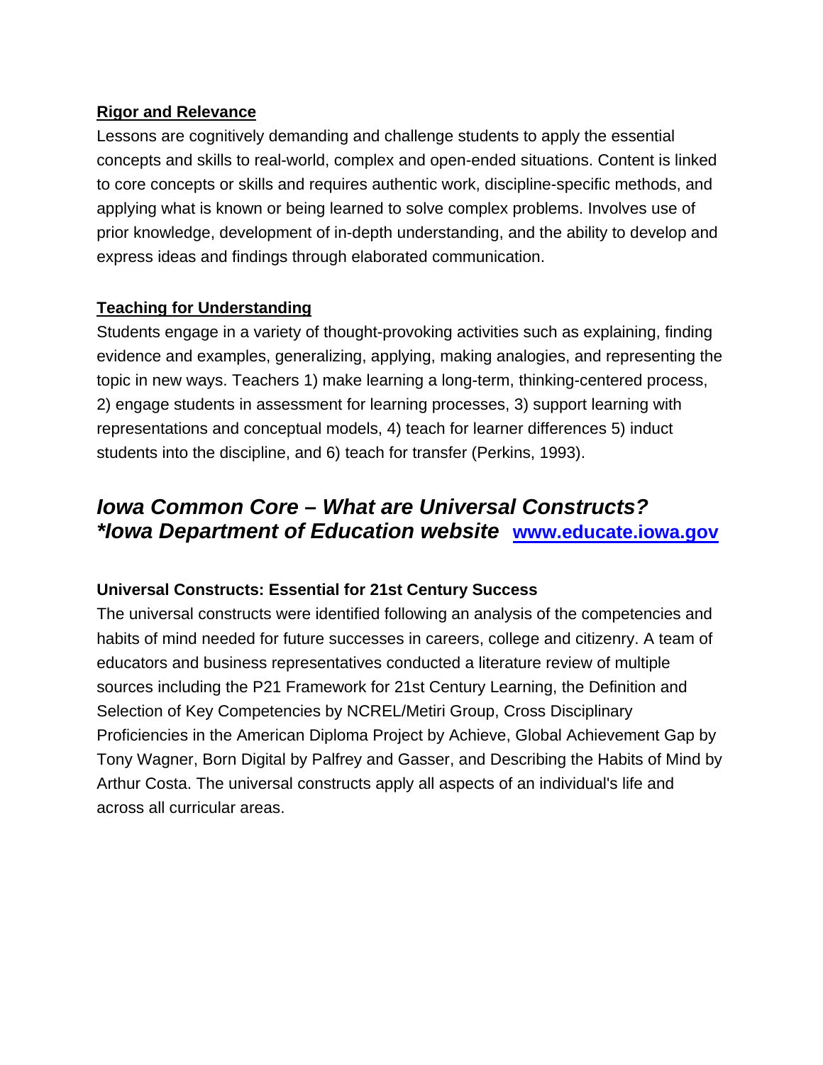**Rigor and Relevance**

Lessons are cognitively demanding and challenge students to apply the essential concepts and skills to real-world, complex and open-ended situations. Content is linked to core concepts or skills and requires authentic work, discipline-specific methods, and applying what is known or being learned to solve complex problems. Involves use of prior knowledge, development of in-depth understanding, and the ability to develop and express ideas and findings through elaborated communication.

**Teaching for Understanding**

Students engage in a variety of thought-provoking activities such as explaining, finding evidence and examples, generalizing, applying, making analogies, and representing the topic in new ways. Teachers 1) make learning a long-term, thinking-centered process, 2) engage students in assessment for learning processes, 3) support learning with representations and conceptual models, 4) teach for learner differences 5) induct students into the discipline, and 6) teach for transfer (Perkins, 1993).

## *Iowa Common Core – What are Universal Constructs? *Iowa Department of Education website* [www.educate.iowa.gov](http://www.educate.iowa.gov)

**Universal Constructs: Essential for 21st Century Success**

The universal constructs were identified following an analysis of the competencies and habits of mind needed for future successes in careers, college and citizenry. A team of educators and business representatives conducted a literature review of multiple sources including the P21 Framework for 21st Century Learning, the Definition and Selection of Key Competencies by NCREL/Metiri Group, Cross Disciplinary Proficiencies in the American Diploma Project by Achieve, Global Achievement Gap by Tony Wagner, Born Digital by Palfrey and Gasser, and Describing the Habits of Mind by Arthur Costa. The universal constructs apply all aspects of an individual's life and across all curricular areas.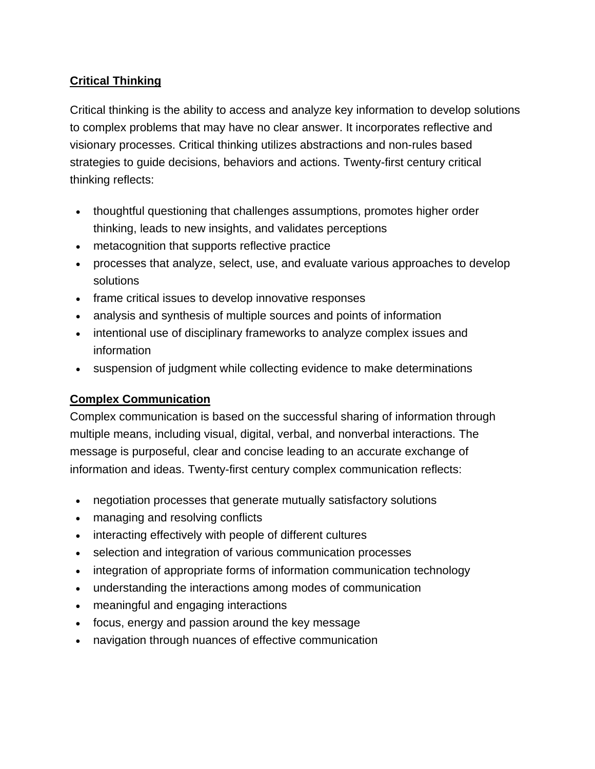## Critical Thinking

Critical thinking is the ability to access and analyze key information to develop solutions to complex problems that may have no clear answer. It incorporates reflective and visionary processes. Critical thinking utilizes abstractions and non-rules based strategies to guide decisions, behaviors and actions. Twenty-first century critical thinking reflects:

- thoughtful questioning that challenges assumptions, promotes higher order thinking, leads to new insights, and validates perceptions
- metacognition that supports reflective practice
- processes that analyze, select, use, and evaluate various approaches to develop solutions
- frame critical issues to develop innovative responses
- analysis and synthesis of multiple sources and points of information
- intentional use of disciplinary frameworks to analyze complex issues and information
- suspension of judgment while collecting evidence to make determinations

## Complex Communication

Complex communication is based on the successful sharing of information through multiple means, including visual, digital, verbal, and nonverbal interactions. The message is purposeful, clear and concise leading to an accurate exchange of information and ideas. Twenty-first century complex communication reflects:

- negotiation processes that generate mutually satisfactory solutions
- managing and resolving conflicts
- interacting effectively with people of different cultures
- selection and integration of various communication processes
- integration of appropriate forms of information communication technology
- understanding the interactions among modes of communication
- meaningful and engaging interactions
- focus, energy and passion around the key message
- navigation through nuances of effective communication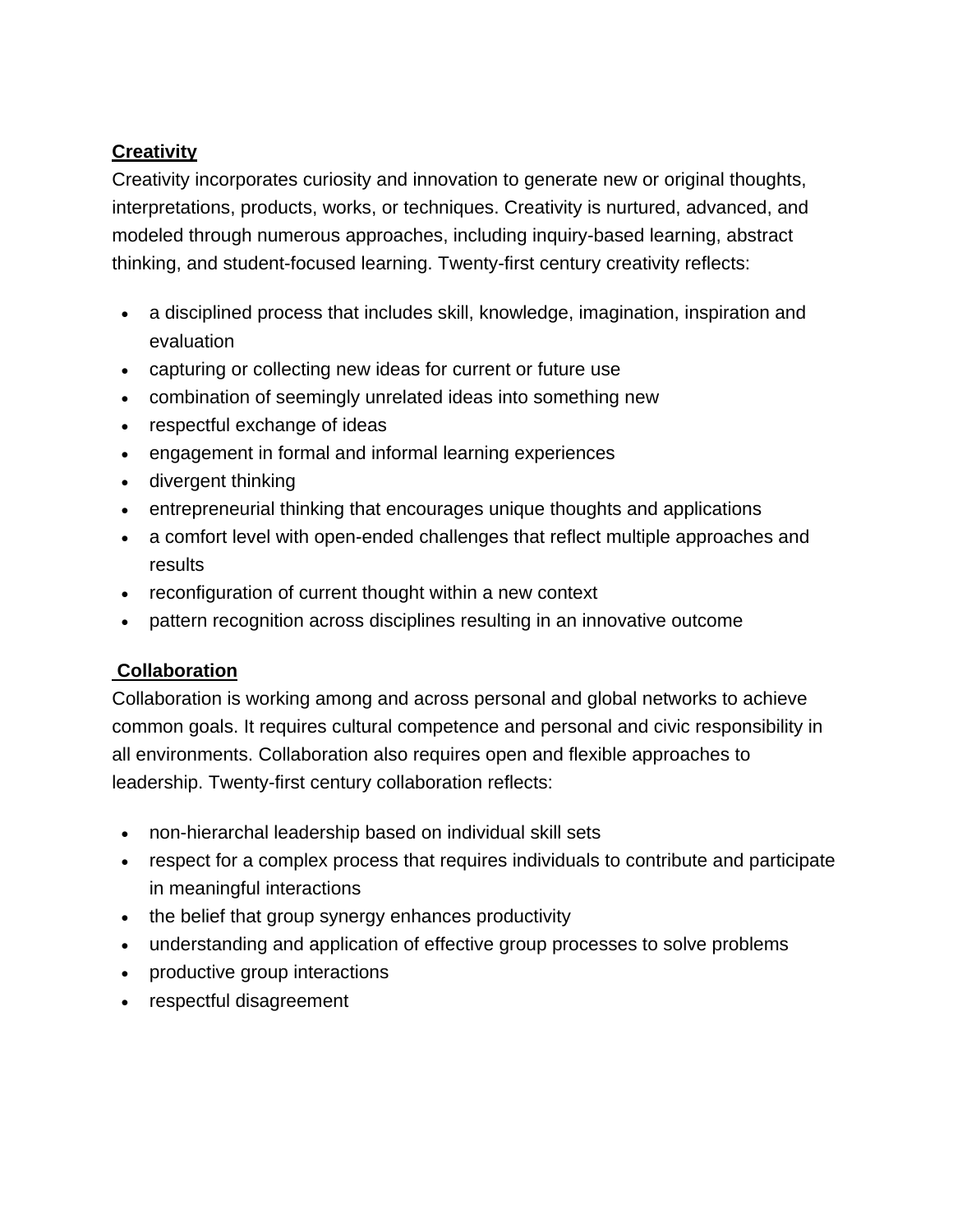**<u>Creativity</u>**

Creativity incorporates curiosity and innovation to generate new or original thoughts, interpretations, products, works, or techniques. Creativity is nurtured, advanced, and modeled through numerous approaches, including inquiry-based learning, abstract thinking, and student-focused learning. Twenty-first century creativity reflects:

- a disciplined process that includes skill, knowledge, imagination, inspiration and evaluation
- capturing or collecting new ideas for current or future use
- combination of seemingly unrelated ideas into something new
- respectful exchange of ideas
- engagement in formal and informal learning experiences
- divergent thinking
- entrepreneurial thinking that encourages unique thoughts and applications
- a comfort level with open-ended challenges that reflect multiple approaches and results
- reconfiguration of current thought within a new context
- pattern recognition across disciplines resulting in an innovative outcome

**<u>Collaboration</u>**

Collaboration is working among and across personal and global networks to achieve common goals. It requires cultural competence and personal and civic responsibility in all environments. Collaboration also requires open and flexible approaches to leadership. Twenty-first century collaboration reflects:

- non-hierarchal leadership based on individual skill sets
- respect for a complex process that requires individuals to contribute and participate in meaningful interactions
- the belief that group synergy enhances productivity
- understanding and application of effective group processes to solve problems
- productive group interactions
- respectful disagreement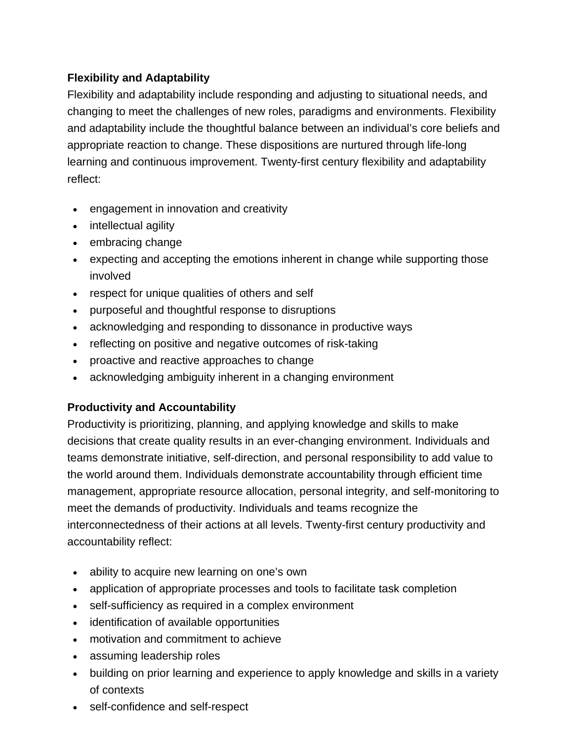**Flexibility and Adaptability**

Flexibility and adaptability include responding and adjusting to situational needs, and changing to meet the challenges of new roles, paradigms and environments. Flexibility and adaptability include the thoughtful balance between an individual's core beliefs and appropriate reaction to change. These dispositions are nurtured through life-long learning and continuous improvement. Twenty-first century flexibility and adaptability reflect:

- engagement in innovation and creativity
- intellectual agility
- embracing change
- expecting and accepting the emotions inherent in change while supporting those involved
- respect for unique qualities of others and self
- purposeful and thoughtful response to disruptions
- acknowledging and responding to dissonance in productive ways
- reflecting on positive and negative outcomes of risk-taking
- proactive and reactive approaches to change
- acknowledging ambiguity inherent in a changing environment

**Productivity and Accountability**

Productivity is prioritizing, planning, and applying knowledge and skills to make decisions that create quality results in an ever-changing environment. Individuals and teams demonstrate initiative, self-direction, and personal responsibility to add value to the world around them. Individuals demonstrate accountability through efficient time management, appropriate resource allocation, personal integrity, and self-monitoring to meet the demands of productivity. Individuals and teams recognize the interconnectedness of their actions at all levels. Twenty-first century productivity and accountability reflect:

- ability to acquire new learning on one's own
- application of appropriate processes and tools to facilitate task completion
- self-sufficiency as required in a complex environment
- identification of available opportunities
- motivation and commitment to achieve
- assuming leadership roles
- building on prior learning and experience to apply knowledge and skills in a variety of contexts
- self-confidence and self-respect